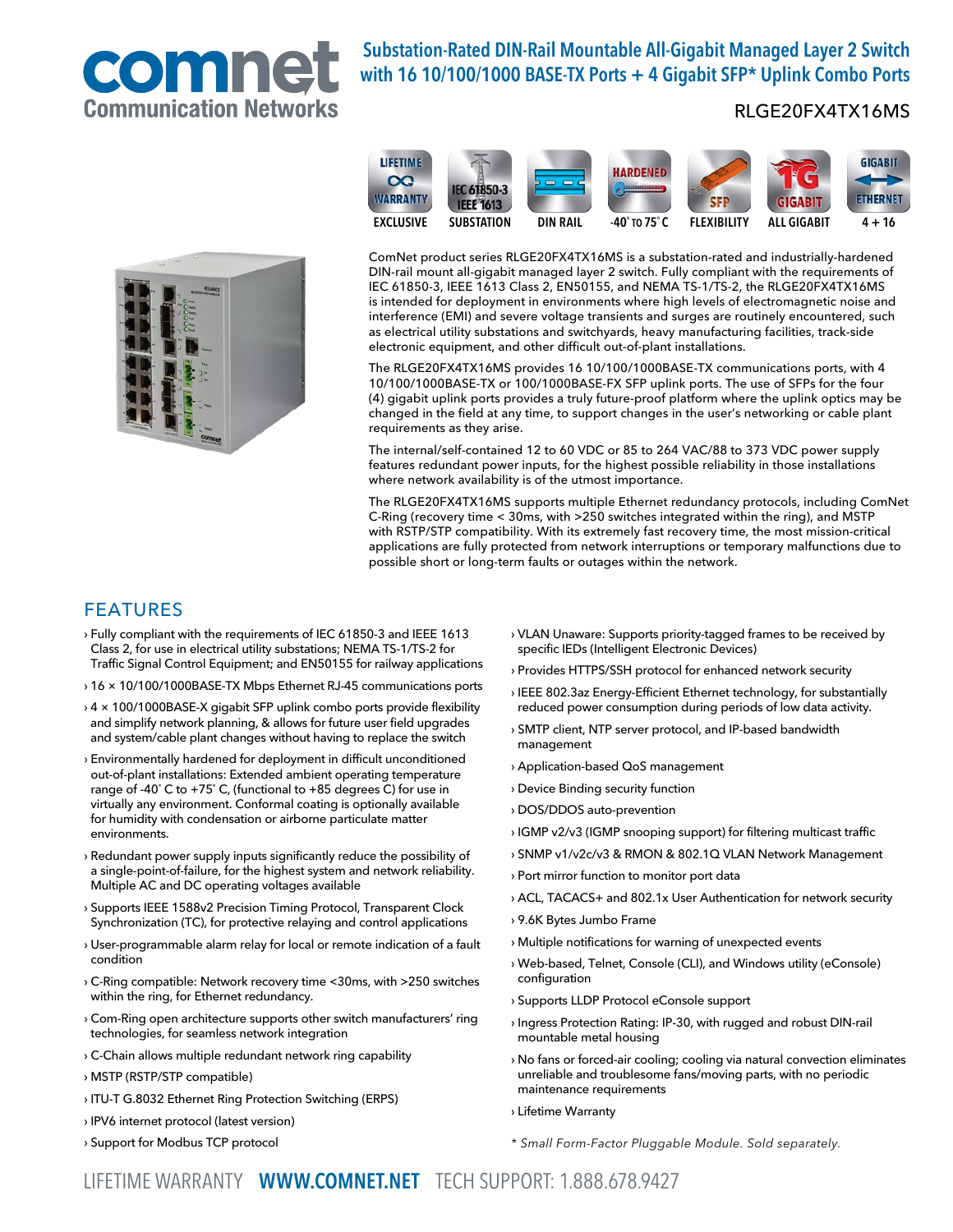# Substation-Rated DIN-Rail Mountable All-Gigabit Managed Layer 2 Switch with 16 10/100/1000 BASE-TX Ports + 4 Gigabit SFP* Uplink Combo Ports

RLGE20FX4TX16MS

EXCLUSIVE | SUBSTATION | DIN RAIL | -40˚ TO 75˚C | FLEXIBILITY | ALL GIGABIT | 4 + 16

ComNet product series RLGE20FX4TX16MS is a substation-rated and industrially-hardened DIN-rail mount all-gigabit managed layer 2 switch. Fully compliant with the requirements of IEC 61850-3, IEEE 1613 Class 2, EN50155, and NEMA TS-1/TS-2, the RLGE20FX4TX16MS is intended for deployment in environments where high levels of electromagnetic noise and interference (EMI) and severe voltage transients and surges are routinely encountered, such as electrical utility substations and switchyards, heavy manufacturing facilities, track-side electronic equipment, and other difficult out-of-plant installations.

The RLGE20FX4TX16MS provides 16 10/100/1000BASE-TX communications ports, with 4 10/100/1000BASE-TX or 100/1000BASE-FX SFP uplink ports. The use of SFPs for the four (4) gigabit uplink ports provides a truly future-proof platform where the uplink optics may be changed in the field at any time, to support changes in the user's networking or cable plant requirements as they arise.

The internal/self-contained 12 to 60 VDC or 85 to 264 VAC/88 to 373 VDC power supply features redundant power inputs, for the highest possible reliability in those installations where network availability is of the utmost importance.

The RLGE20FX4TX16MS supports multiple Ethernet redundancy protocols, including ComNet C-Ring (recovery time < 30ms, with >250 switches integrated within the ring), and MSTP with RSTP/STP compatibility. With its extremely fast recovery time, the most mission-critical applications are fully protected from network interruptions or temporary malfunctions due to possible short or long-term faults or outages within the network.

## FEATURES

- Fully compliant with the requirements of IEC 61850-3 and IEEE 1613 Class 2, for use in electrical utility substations; NEMA TS-1/TS-2 for Traffic Signal Control Equipment; and EN50155 for railway applications
- 16 × 10/100/1000BASE-TX Mbps Ethernet RJ-45 communications ports
- 4 × 100/1000BASE-X gigabit SFP uplink combo ports provide flexibility and simplify network planning, & allows for future user field upgrades and system/cable plant changes without having to replace the switch
- Environmentally hardened for deployment in difficult unconditioned out-of-plant installations: Extended ambient operating temperature range of -40˚ C to +75˚ C, (functional to +85 degrees C) for use in virtually any environment. Conformal coating is optionally available for humidity with condensation or airborne particulate matter environments.
- Redundant power supply inputs significantly reduce the possibility of a single-point-of-failure, for the highest system and network reliability. Multiple AC and DC operating voltages available
- Supports IEEE 1588v2 Precision Timing Protocol, Transparent Clock Synchronization (TC), for protective relaying and control applications
- User-programmable alarm relay for local or remote indication of a fault condition
- C-Ring compatible: Network recovery time <30ms, with >250 switches within the ring, for Ethernet redundancy.
- Com-Ring open architecture supports other switch manufacturers' ring technologies, for seamless network integration
- C-Chain allows multiple redundant network ring capability
- MSTP (RSTP/STP compatible)
- ITU-T G.8032 Ethernet Ring Protection Switching (ERPS)
- IPV6 internet protocol (latest version)
- Support for Modbus TCP protocol
- VLAN Unaware: Supports priority-tagged frames to be received by specific IEDs (Intelligent Electronic Devices)
- Provides HTTPS/SSH protocol for enhanced network security
- IEEE 802.3az Energy-Efficient Ethernet technology, for substantially reduced power consumption during periods of low data activity.
- SMTP client, NTP server protocol, and IP-based bandwidth management
- Application-based QoS management
- Device Binding security function
- DOS/DDOS auto-prevention
- IGMP v2/v3 (IGMP snooping support) for filtering multicast traffic
- SNMP v1/v2c/v3 & RMON & 802.1Q VLAN Network Management
- Port mirror function to monitor port data
- ACL, TACACS+ and 802.1x User Authentication for network security
- 9.6K Bytes Jumbo Frame
- Multiple notifications for warning of unexpected events
- Web-based, Telnet, Console (CLI), and Windows utility (eConsole) configuration
- Supports LLDP Protocol eConsole support
- Ingress Protection Rating: IP-30, with rugged and robust DIN-rail mountable metal housing
- No fans or forced-air cooling; cooling via natural convection eliminates unreliable and troublesome fans/moving parts, with no periodic maintenance requirements
- Lifetime Warranty

*\* Small Form-Factor Pluggable Module. Sold separately.*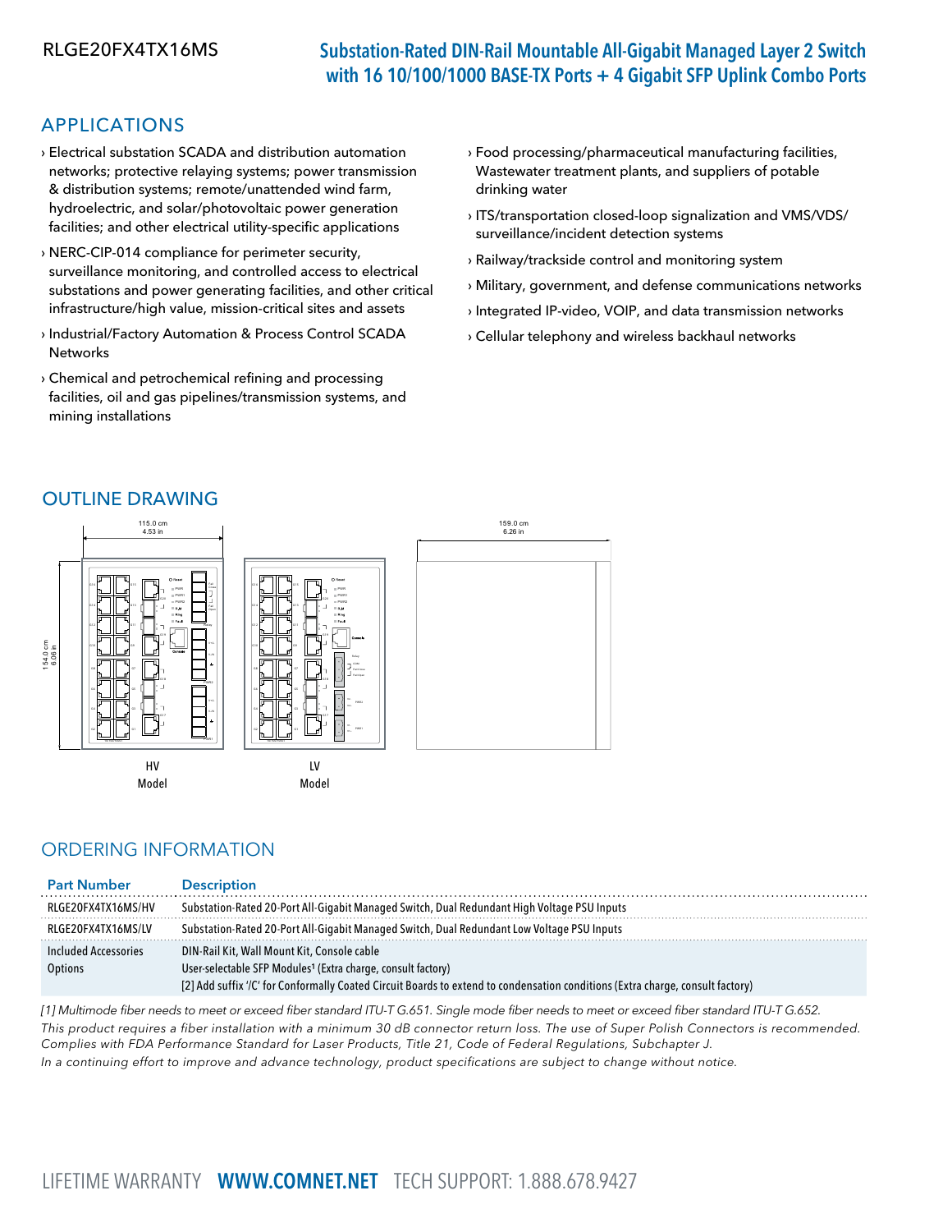# RLGE20FX4TX16MS

## Substation-Rated DIN-Rail Mountable All-Gigabit Managed Layer 2 Switch with 16 10/100/1000 BASE-TX Ports + 4 Gigabit SFP Uplink Combo Ports

## APPLICATIONS

- › Electrical substation SCADA and distribution automation networks; protective relaying systems; power transmission & distribution systems; remote/unattended wind farm, hydroelectric, and solar/photovoltaic power generation facilities; and other electrical utility-specific applications
- › NERC-CIP-014 compliance for perimeter security, surveillance monitoring, and controlled access to electrical substations and power generating facilities, and other critical infrastructure/high value, mission-critical sites and assets
- › Industrial/Factory Automation & Process Control SCADA Networks
- › Chemical and petrochemical refining and processing facilities, oil and gas pipelines/transmission systems, and mining installations
- › Food processing/pharmaceutical manufacturing facilities, Wastewater treatment plants, and suppliers of potable drinking water
- › ITS/transportation closed-loop signalization and VMS/VDS/surveillance/incident detection systems
- › Railway/trackside control and monitoring system
- › Military, government, and defense communications networks
- › Integrated IP-video, VOIP, and data transmission networks
- › Cellular telephony and wireless backhaul networks

## OUTLINE DRAWING

115.0 cm
4.53 in

154.0 cm
6.06 in

159.0 cm
6.26 in

HV Model

LV Model

## ORDERING INFORMATION

| Part Number | Description |
|---|---|
| RLGE20FX4TX16MS/HV | Substation-Rated 20-Port All-Gigabit Managed Switch, Dual Redundant High Voltage PSU Inputs |
| RLGE20FX4TX16MS/LV | Substation-Rated 20-Port All-Gigabit Managed Switch, Dual Redundant Low Voltage PSU Inputs |
| Included Accessories | DIN-Rail Kit, Wall Mount Kit, Console cable |
| Options | User-selectable SFP Modules[1] (Extra charge, consult factory)<br>[2] Add suffix '/C' for Conformally Coated Circuit Boards to extend to condensation conditions (Extra charge, consult factory) |

*[1] Multimode fiber needs to meet or exceed fiber standard ITU-T G.651. Single mode fiber needs to meet or exceed fiber standard ITU-T G.652.*

*This product requires a fiber installation with a minimum 30 dB connector return loss. The use of Super Polish Connectors is recommended.*

*Complies with FDA Performance Standard for Laser Products, Title 21, Code of Federal Regulations, Subchapter J.*

*In a continuing effort to improve and advance technology, product specifications are subject to change without notice.*

LIFETIME WARRANTY **WWW.COMNET.NET** TECH SUPPORT: 1.888.678.9427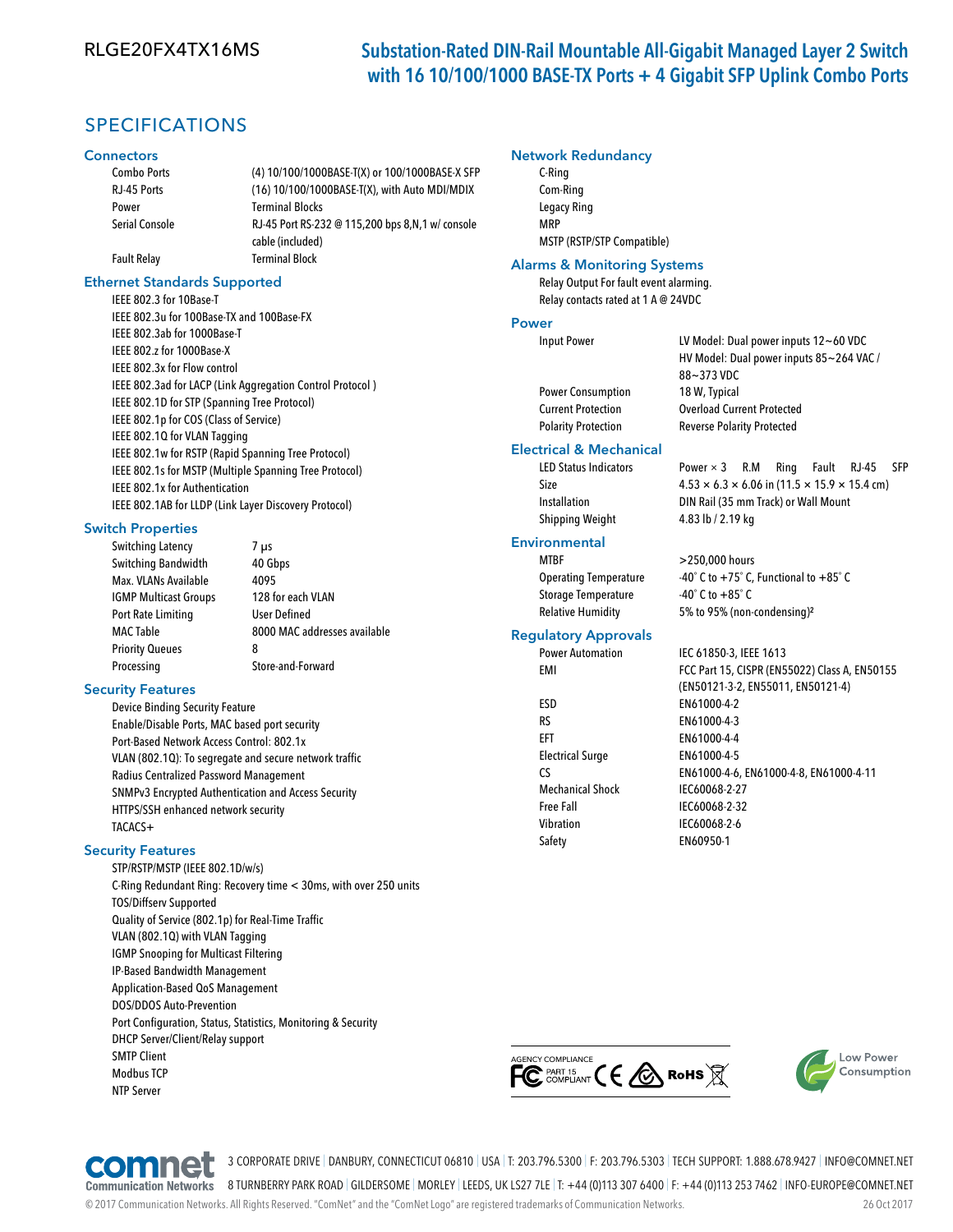RLGE20FX4TX16MS

# Substation-Rated DIN-Rail Mountable All-Gigabit Managed Layer 2 Switch with 16 10/100/1000 BASE-TX Ports + 4 Gigabit SFP Uplink Combo Ports

## SPECIFICATIONS

### Connectors

| | |
|---|---|
| Combo Ports | (4) 10/100/1000BASE-T(X) or 100/1000BASE-X SFP |
| RJ-45 Ports | (16) 10/100/1000BASE-T(X), with Auto MDI/MDIX |
| Power | Terminal Blocks |
| Serial Console | RJ-45 Port RS-232 @ 115,200 bps 8,N,1 w/ console cable (included) |
| Fault Relay | Terminal Block |

### Ethernet Standards Supported

- IEEE 802.3 for 10Base-T
- IEEE 802.3u for 100Base-TX and 100Base-FX
- IEEE 802.3ab for 1000Base-T
- IEEE 802.z for 1000Base-X
- IEEE 802.3x for Flow control
- IEEE 802.3ad for LACP (Link Aggregation Control Protocol )
- IEEE 802.1D for STP (Spanning Tree Protocol)
- IEEE 802.1p for COS (Class of Service)
- IEEE 802.1Q for VLAN Tagging
- IEEE 802.1w for RSTP (Rapid Spanning Tree Protocol)
- IEEE 802.1s for MSTP (Multiple Spanning Tree Protocol)
- IEEE 802.1x for Authentication
- IEEE 802.1AB for LLDP (Link Layer Discovery Protocol)

### Switch Properties

| | |
|---|---|
| Switching Latency | 7 µs |
| Switching Bandwidth | 40 Gbps |
| Max. VLANs Available | 4095 |
| IGMP Multicast Groups | 128 for each VLAN |
| Port Rate Limiting | User Defined |
| MAC Table | 8000 MAC addresses available |
| Priority Queues | 8 |
| Processing | Store-and-Forward |

### Security Features

- Device Binding Security Feature
- Enable/Disable Ports, MAC based port security
- Port-Based Network Access Control: 802.1x
- VLAN (802.1Q): To segregate and secure network traffic
- Radius Centralized Password Management
- SNMPv3 Encrypted Authentication and Access Security
- HTTPS/SSH enhanced network security
- TACACS+

### Security Features

- STP/RSTP/MSTP (IEEE 802.1D/w/s)
- C-Ring Redundant Ring: Recovery time < 30ms, with over 250 units
- TOS/Diffserv Supported
- Quality of Service (802.1p) for Real-Time Traffic
- VLAN (802.1Q) with VLAN Tagging
- IGMP Snooping for Multicast Filtering
- IP-Based Bandwidth Management
- Application-Based QoS Management
- DOS/DDOS Auto-Prevention
- Port Configuration, Status, Statistics, Monitoring & Security
- DHCP Server/Client/Relay support
- SMTP Client
- Modbus TCP
- NTP Server

### Network Redundancy

- C-Ring
- Com-Ring
- Legacy Ring
- MRP
- MSTP (RSTP/STP Compatible)

### Alarms & Monitoring Systems

Relay Output For fault event alarming.
Relay contacts rated at 1 A @ 24VDC

### Power

| | |
|---|---|
| Input Power | LV Model: Dual power inputs 12~60 VDC<br>HV Model: Dual power inputs 85~264 VAC / 88~373 VDC |
| Power Consumption | 18 W, Typical |
| Current Protection | Overload Current Protected |
| Polarity Protection | Reverse Polarity Protected |

### Electrical & Mechanical

| | |
|---|---|
| LED Status Indicators | Power × 3 R.M Ring Fault RJ-45 SFP |
| Size | 4.53 × 6.3 × 6.06 in (11.5 × 15.9 × 15.4 cm) |
| Installation | DIN Rail (35 mm Track) or Wall Mount |
| Shipping Weight | 4.83 lb / 2.19 kg |

### Environmental

| | |
|---|---|
| MTBF | >250,000 hours |
| Operating Temperature | -40˚ C to +75˚ C, Functional to +85˚ C |
| Storage Temperature | -40˚ C to +85˚ C |
| Relative Humidity | 5% to 95% (non-condensing)² |

### Regulatory Approvals

| | |
|---|---|
| Power Automation | IEC 61850-3, IEEE 1613 |
| EMI | FCC Part 15, CISPR (EN55022) Class A, EN50155 (EN50121-3-2, EN55011, EN50121-4) |
| ESD | EN61000-4-2 |
| RS | EN61000-4-3 |
| EFT | EN61000-4-4 |
| Electrical Surge | EN61000-4-5 |
| CS | EN61000-4-6, EN61000-4-8, EN61000-4-11 |
| Mechanical Shock | IEC60068-2-27 |
| Free Fall | IEC60068-2-32 |
| Vibration | IEC60068-2-6 |
| Safety | EN60950-1 |

AGENCY COMPLIANCE: FC PART 15 COMPLIANT, CE, RoHS

Low Power Consumption

3 CORPORATE DRIVE | DANBURY, CONNECTICUT 06810 | USA | T: 203.796.5300 | F: 203.796.5303 | TECH SUPPORT: 1.888.678.9427 | INFO@COMNET.NET
8 TURNBERRY PARK ROAD | GILDERSOME | MORLEY | LEEDS, UK LS27 7LE | T: +44 (0)113 307 6400 | F: +44 (0)113 253 7462 | INFO-EUROPE@COMNET.NET
© 2017 Communication Networks. All Rights Reserved. "ComNet" and the "ComNet Logo" are registered trademarks of Communication Networks. 26 Oct 2017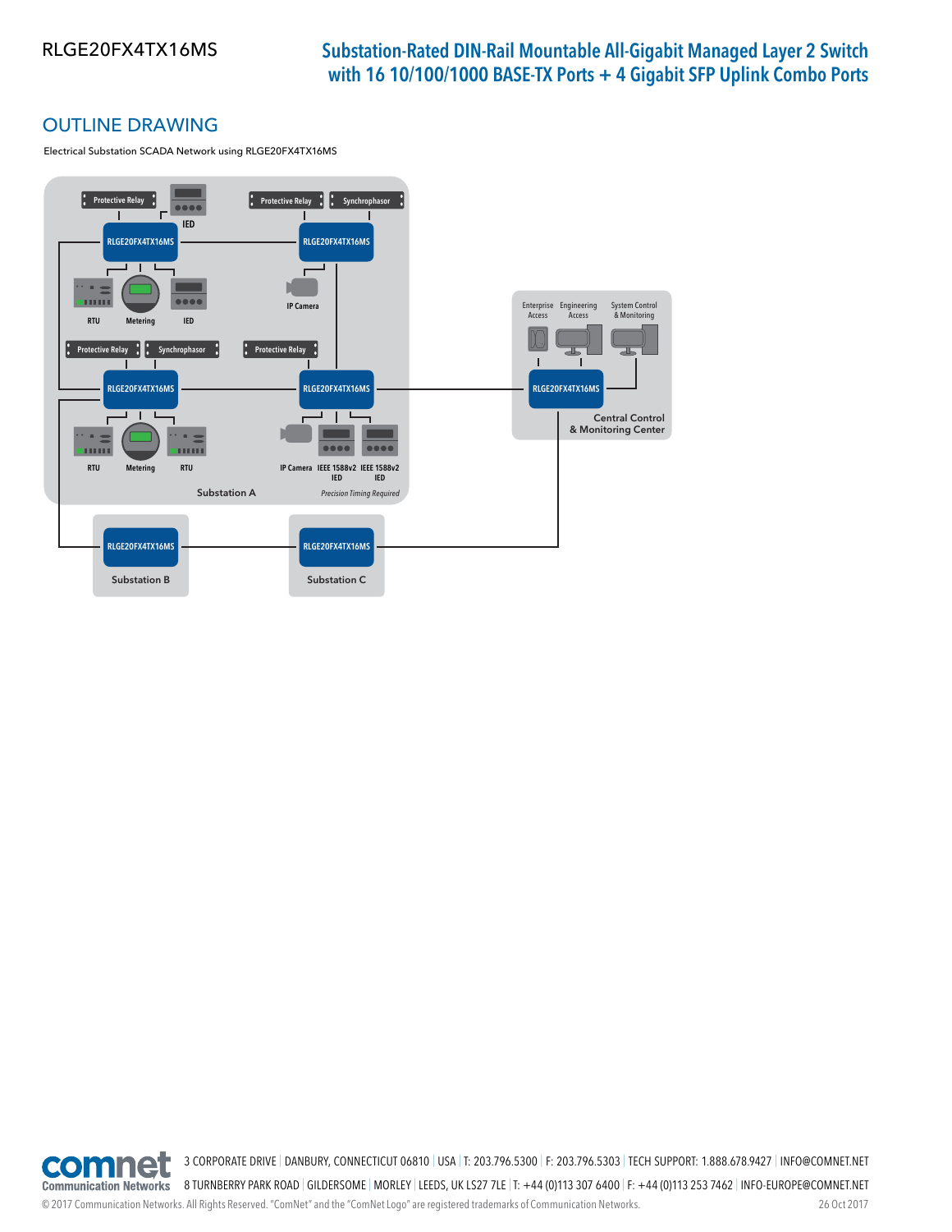## OUTLINE DRAWING

Electrical Substation SCADA Network using RLGE20FX4TX16MS

Protective Relay
IED
Protective Relay
Synchrophasor
RLGE20FX4TX16MS
RLGE20FX4TX16MS
RTU
Metering
IED
IP Camera
Protective Relay
Synchrophasor
Protective Relay
RLGE20FX4TX16MS
RLGE20FX4TX16MS
RTU
Metering
RTU
IP Camera
IEEE 1588v2 IED
IEEE 1588v2 IED
Substation A
*Precision Timing Required*
Enterprise Access
Engineering Access
System Control & Monitoring
RLGE20FX4TX16MS
Central Control & Monitoring Center
RLGE20FX4TX16MS
Substation B
RLGE20FX4TX16MS
Substation C

3 CORPORATE DRIVE | DANBURY, CONNECTICUT 06810 | USA | T: 203.796.5300 | F: 203.796.5303 | TECH SUPPORT: 1.888.678.9427 | INFO@COMNET.NET

8 TURNBERRY PARK ROAD | GILDERSOME | MORLEY | LEEDS, UK LS27 7LE | T: +44 (0)113 307 6400 | F: +44 (0)113 253 7462 | INFO-EUROPE@COMNET.NET

© 2017 Communication Networks. All Rights Reserved. "ComNet" and the "ComNet Logo" are registered trademarks of Communication Networks. 26 Oct 2017